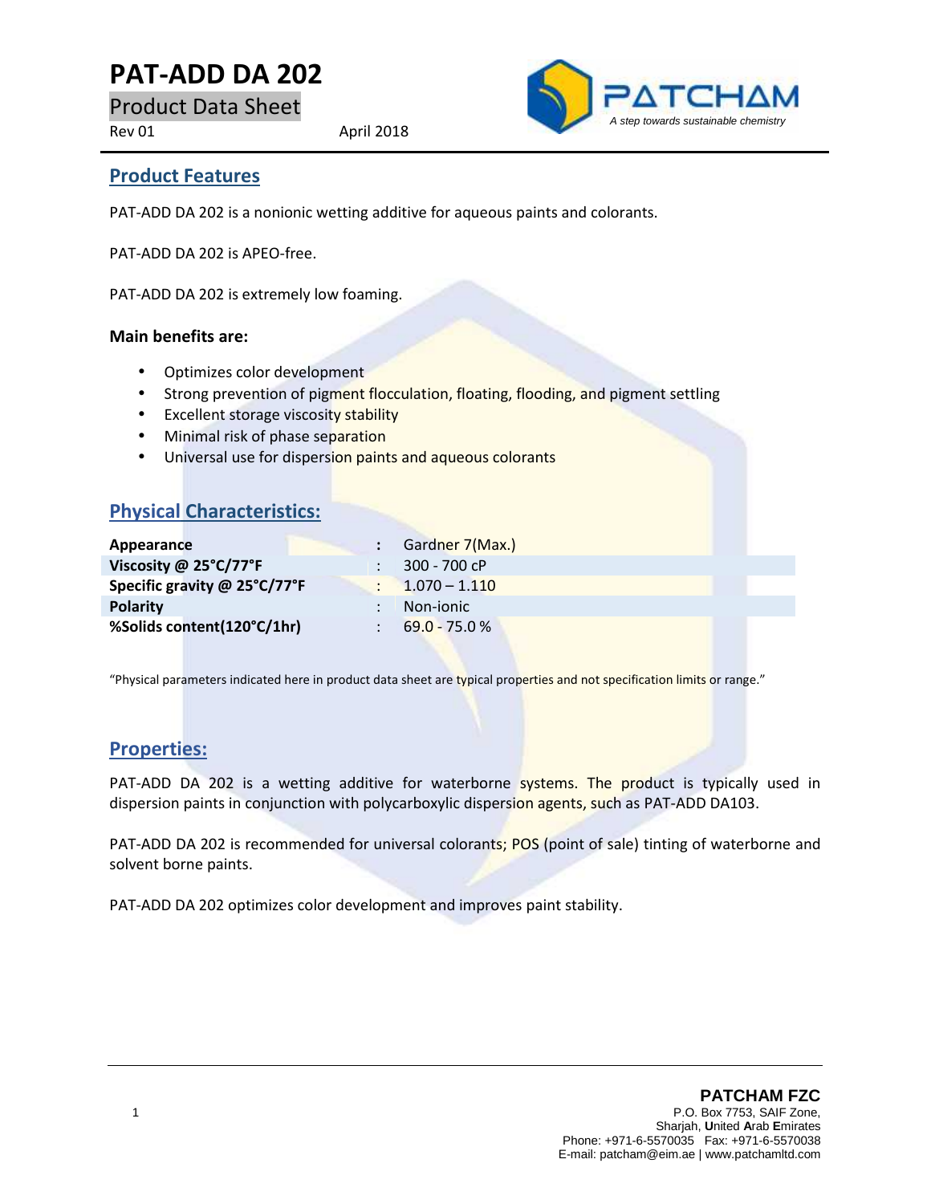# PAT-ADD DA 202

Product Data Sheet

Rev 01 April 2018

## Product Features

PAT-ADD DA 202 is a nonionic wetting additive for aqueous paints and colorants.

PAT-ADD DA 202 is APEO-free.

PAT-ADD DA 202 is extremely low foaming.

**Main benefits are:**

- Optimizes color development
- Strong prevention of pigment flocculation, floating, flooding, and pigment settling
- Excellent storage viscosity stability
- Minimal risk of phase separation
- Universal use for dispersion paints and aqueous colorants

## Physical Characteristics:

| | | |
|---|---|---|
| **Appearance** | : | Gardner 7(Max.) |
| **Viscosity @ 25°C/77°F** | : | 300 - 700 cP |
| **Specific gravity @ 25°C/77°F** | : | 1.070 – 1.110 |
| **Polarity** | : | Non-ionic |
| **%Solids content(120°C/1hr)** | : | 69.0 - 75.0 % |

"Physical parameters indicated here in product data sheet are typical properties and not specification limits or range."

## Properties:

PAT-ADD DA 202 is a wetting additive for waterborne systems. The product is typically used in dispersion paints in conjunction with polycarboxylic dispersion agents, such as PAT-ADD DA103.

PAT-ADD DA 202 is recommended for universal colorants; POS (point of sale) tinting of waterborne and solvent borne paints.

PAT-ADD DA 202 optimizes color development and improves paint stability.

**PATCHAM FZC**
P.O. Box 7753, SAIF Zone,
Sharjah, **U**nited **A**rab **E**mirates
Phone: +971-6-5570035 Fax: +971-6-5570038
E-mail: patcham@eim.ae | www.patchamltd.com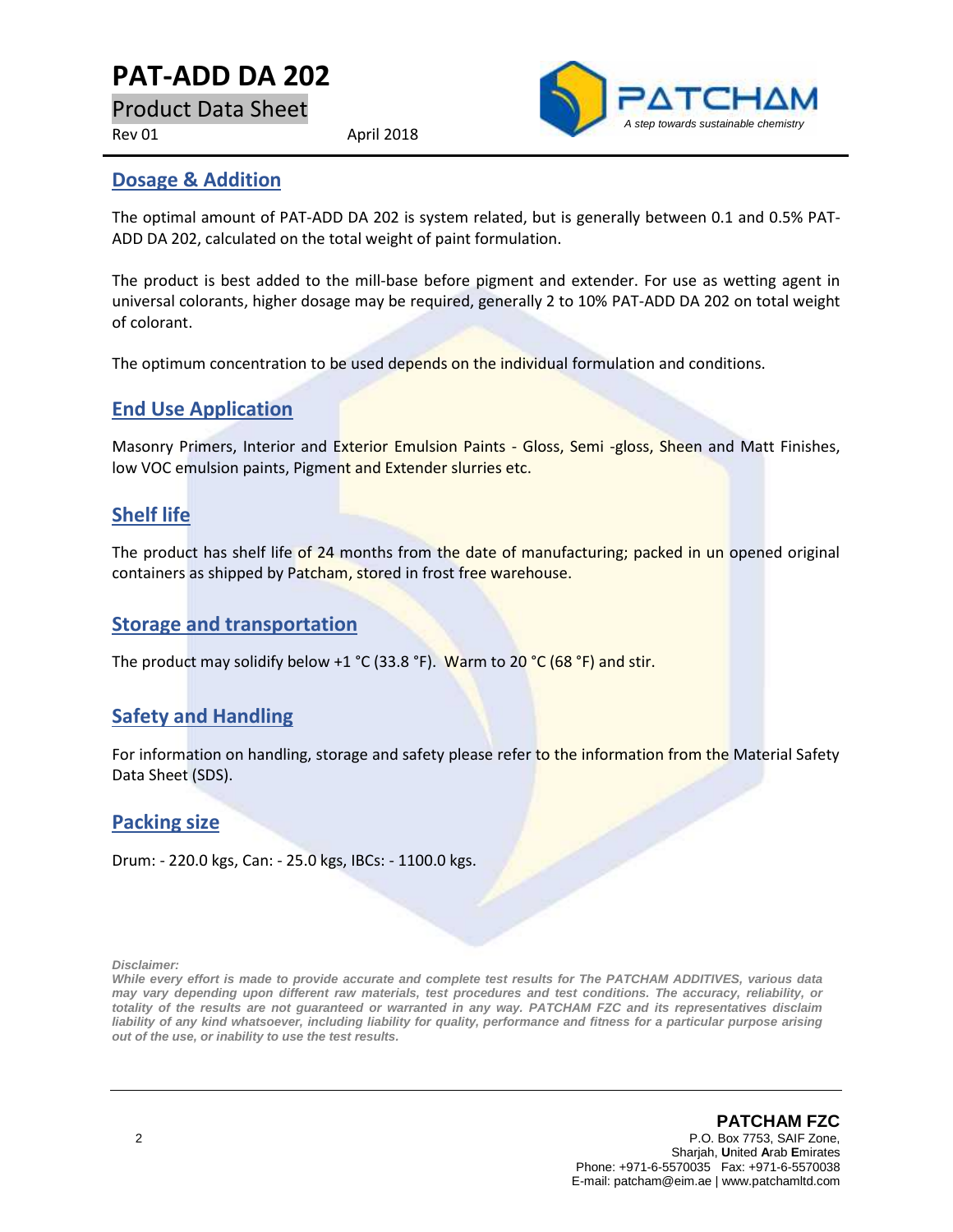## Dosage & Addition

The optimal amount of PAT-ADD DA 202 is system related, but is generally between 0.1 and 0.5% PAT-ADD DA 202, calculated on the total weight of paint formulation.

The product is best added to the mill-base before pigment and extender. For use as wetting agent in universal colorants, higher dosage may be required, generally 2 to 10% PAT-ADD DA 202 on total weight of colorant.

The optimum concentration to be used depends on the individual formulation and conditions.

## End Use Application

Masonry Primers, Interior and Exterior Emulsion Paints - Gloss, Semi -gloss, Sheen and Matt Finishes, low VOC emulsion paints, Pigment and Extender slurries etc.

## Shelf life

The product has shelf life of 24 months from the date of manufacturing; packed in un opened original containers as shipped by Patcham, stored in frost free warehouse.

## Storage and transportation

The product may solidify below +1 °C (33.8 °F). Warm to 20 °C (68 °F) and stir.

## Safety and Handling

For information on handling, storage and safety please refer to the information from the Material Safety Data Sheet (SDS).

## Packing size

Drum: - 220.0 kgs, Can: - 25.0 kgs, IBCs: - 1100.0 kgs.

***Disclaimer:***
***While every effort is made to provide accurate and complete test results for The PATCHAM ADDITIVES, various data may vary depending upon different raw materials, test procedures and test conditions. The accuracy, reliability, or totality of the results are not guaranteed or warranted in any way. PATCHAM FZC and its representatives disclaim liability of any kind whatsoever, including liability for quality, performance and fitness for a particular purpose arising out of the use, or inability to use the test results.***

**PATCHAM FZC**
P.O. Box 7753, SAIF Zone,
Sharjah, **U**nited **A**rab **E**mirates
Phone: +971-6-5570035 Fax: +971-6-5570038
E-mail: patcham@eim.ae | www.patchamltd.com